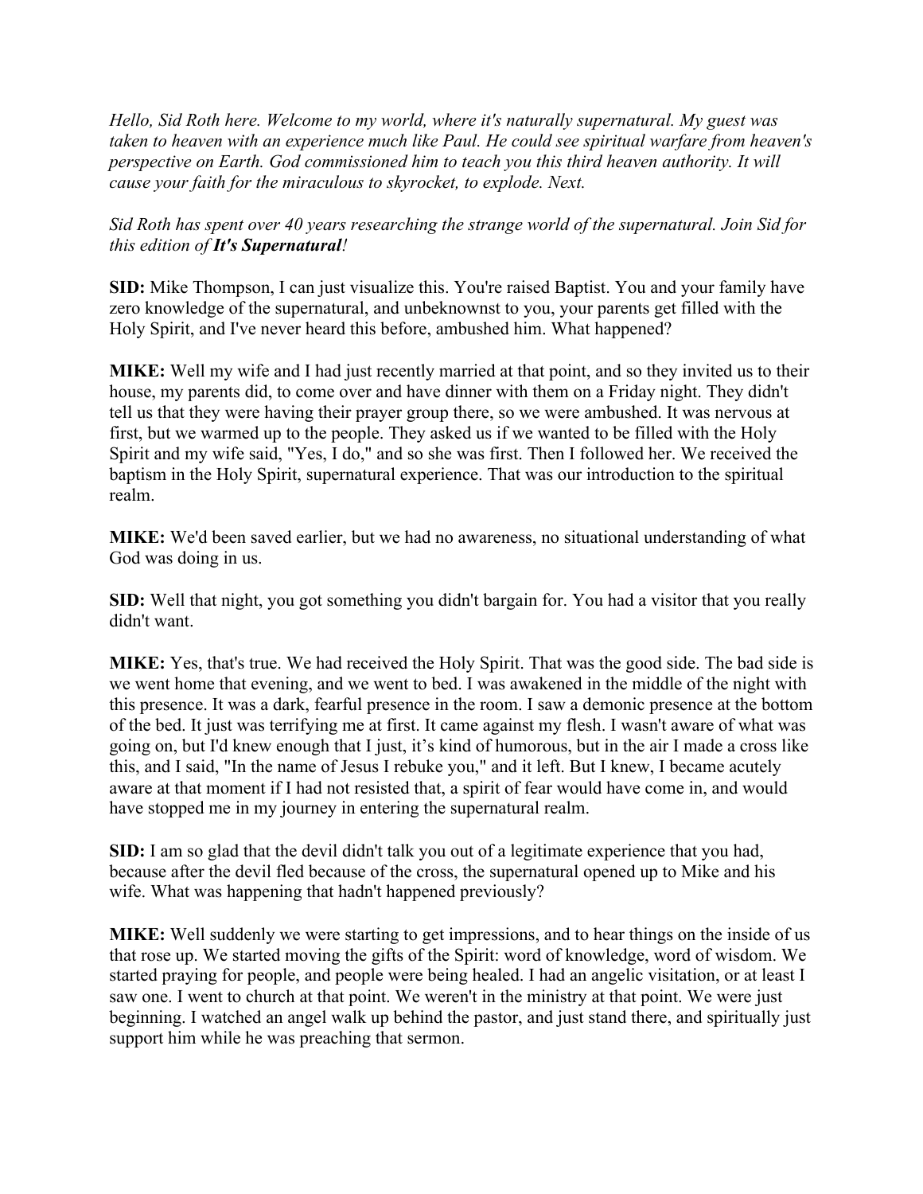*Hello, Sid Roth here. Welcome to my world, where it's naturally supernatural. My guest was taken to heaven with an experience much like Paul. He could see spiritual warfare from heaven's perspective on Earth. God commissioned him to teach you this third heaven authority. It will cause your faith for the miraculous to skyrocket, to explode. Next.*

*Sid Roth has spent over 40 years researching the strange world of the supernatural. Join Sid for this edition of **It's Supernatural**!*

**SID:** Mike Thompson, I can just visualize this. You're raised Baptist. You and your family have zero knowledge of the supernatural, and unbeknownst to you, your parents get filled with the Holy Spirit, and I've never heard this before, ambushed him. What happened?

**MIKE:** Well my wife and I had just recently married at that point, and so they invited us to their house, my parents did, to come over and have dinner with them on a Friday night. They didn't tell us that they were having their prayer group there, so we were ambushed. It was nervous at first, but we warmed up to the people. They asked us if we wanted to be filled with the Holy Spirit and my wife said, "Yes, I do," and so she was first. Then I followed her. We received the baptism in the Holy Spirit, supernatural experience. That was our introduction to the spiritual realm.

**MIKE:** We'd been saved earlier, but we had no awareness, no situational understanding of what God was doing in us.

**SID:** Well that night, you got something you didn't bargain for. You had a visitor that you really didn't want.

**MIKE:** Yes, that's true. We had received the Holy Spirit. That was the good side. The bad side is we went home that evening, and we went to bed. I was awakened in the middle of the night with this presence. It was a dark, fearful presence in the room. I saw a demonic presence at the bottom of the bed. It just was terrifying me at first. It came against my flesh. I wasn't aware of what was going on, but I'd knew enough that I just, it's kind of humorous, but in the air I made a cross like this, and I said, "In the name of Jesus I rebuke you," and it left. But I knew, I became acutely aware at that moment if I had not resisted that, a spirit of fear would have come in, and would have stopped me in my journey in entering the supernatural realm.

**SID:** I am so glad that the devil didn't talk you out of a legitimate experience that you had, because after the devil fled because of the cross, the supernatural opened up to Mike and his wife. What was happening that hadn't happened previously?

**MIKE:** Well suddenly we were starting to get impressions, and to hear things on the inside of us that rose up. We started moving the gifts of the Spirit: word of knowledge, word of wisdom. We started praying for people, and people were being healed. I had an angelic visitation, or at least I saw one. I went to church at that point. We weren't in the ministry at that point. We were just beginning. I watched an angel walk up behind the pastor, and just stand there, and spiritually just support him while he was preaching that sermon.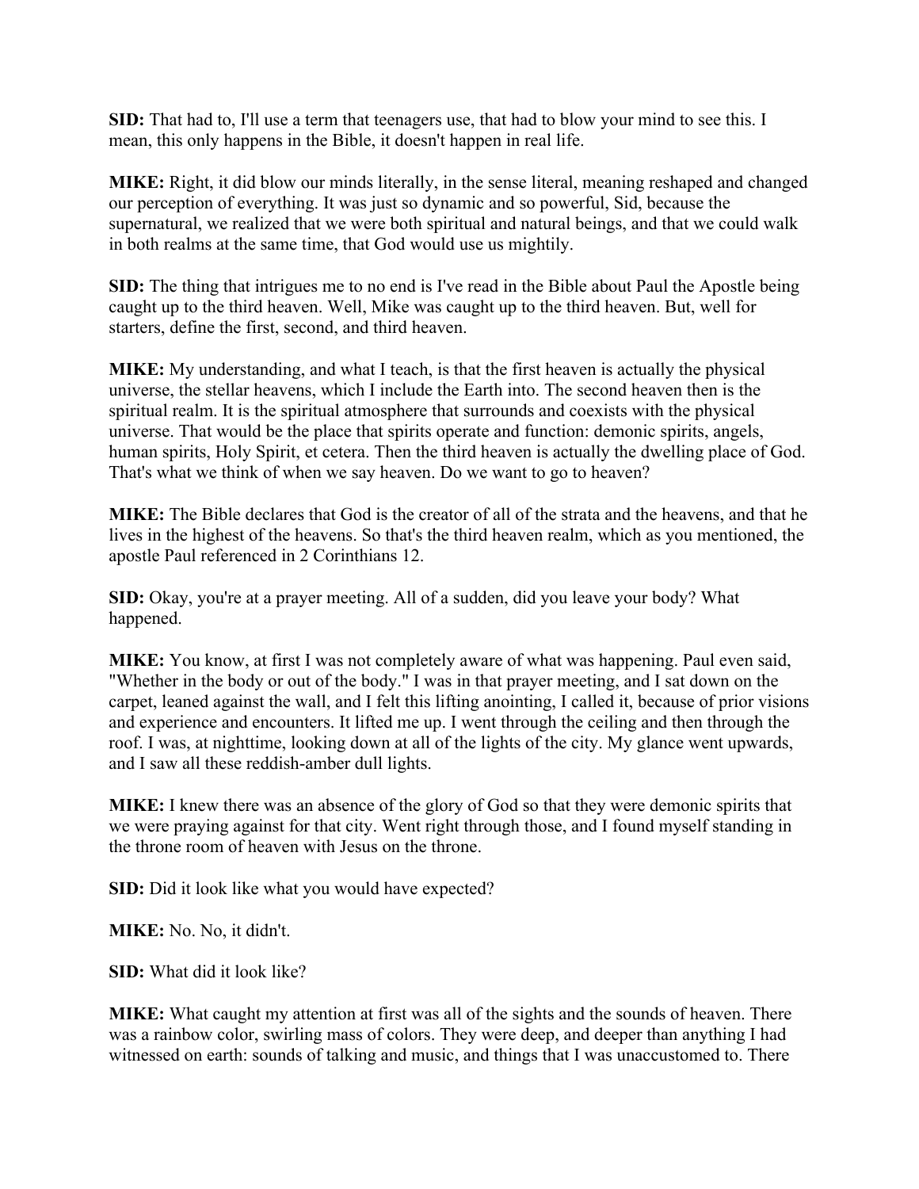**SID:** That had to, I'll use a term that teenagers use, that had to blow your mind to see this. I mean, this only happens in the Bible, it doesn't happen in real life.

**MIKE:** Right, it did blow our minds literally, in the sense literal, meaning reshaped and changed our perception of everything. It was just so dynamic and so powerful, Sid, because the supernatural, we realized that we were both spiritual and natural beings, and that we could walk in both realms at the same time, that God would use us mightily.

**SID:** The thing that intrigues me to no end is I've read in the Bible about Paul the Apostle being caught up to the third heaven. Well, Mike was caught up to the third heaven. But, well for starters, define the first, second, and third heaven.

**MIKE:** My understanding, and what I teach, is that the first heaven is actually the physical universe, the stellar heavens, which I include the Earth into. The second heaven then is the spiritual realm. It is the spiritual atmosphere that surrounds and coexists with the physical universe. That would be the place that spirits operate and function: demonic spirits, angels, human spirits, Holy Spirit, et cetera. Then the third heaven is actually the dwelling place of God. That's what we think of when we say heaven. Do we want to go to heaven?

**MIKE:** The Bible declares that God is the creator of all of the strata and the heavens, and that he lives in the highest of the heavens. So that's the third heaven realm, which as you mentioned, the apostle Paul referenced in 2 Corinthians 12.

**SID:** Okay, you're at a prayer meeting. All of a sudden, did you leave your body? What happened.

**MIKE:** You know, at first I was not completely aware of what was happening. Paul even said, "Whether in the body or out of the body." I was in that prayer meeting, and I sat down on the carpet, leaned against the wall, and I felt this lifting anointing, I called it, because of prior visions and experience and encounters. It lifted me up. I went through the ceiling and then through the roof. I was, at nighttime, looking down at all of the lights of the city. My glance went upwards, and I saw all these reddish-amber dull lights.

**MIKE:** I knew there was an absence of the glory of God so that they were demonic spirits that we were praying against for that city. Went right through those, and I found myself standing in the throne room of heaven with Jesus on the throne.

**SID:** Did it look like what you would have expected?

**MIKE:** No. No, it didn't.

**SID:** What did it look like?

**MIKE:** What caught my attention at first was all of the sights and the sounds of heaven. There was a rainbow color, swirling mass of colors. They were deep, and deeper than anything I had witnessed on earth: sounds of talking and music, and things that I was unaccustomed to. There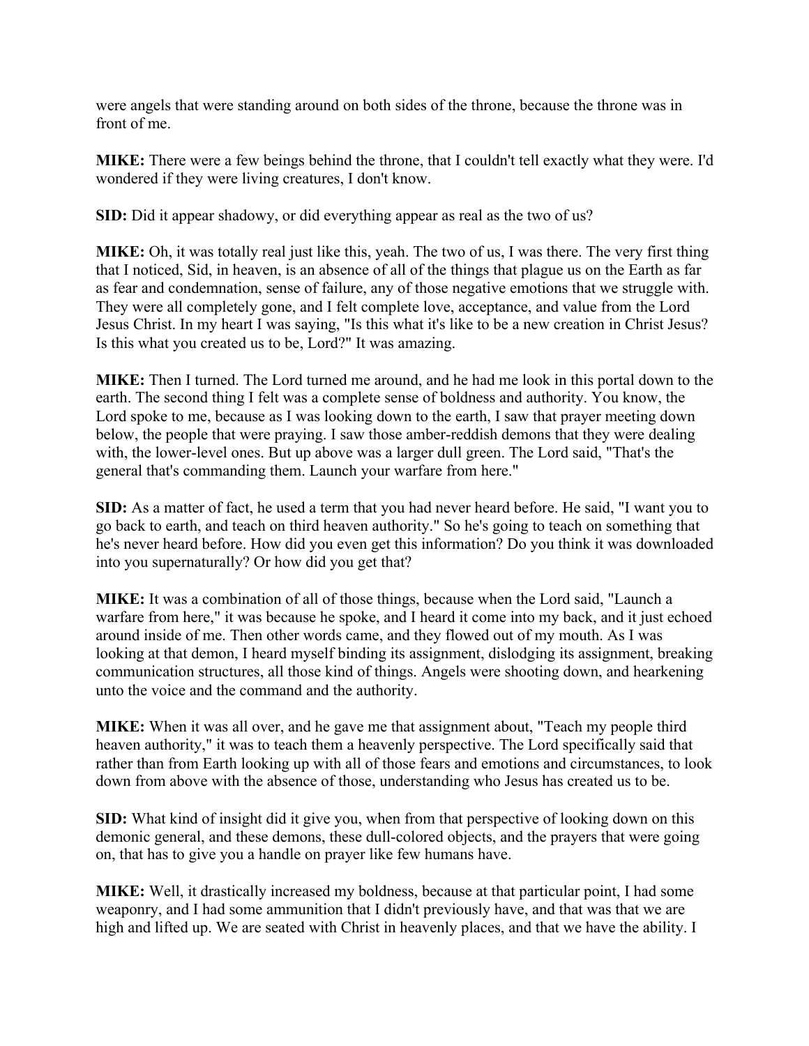were angels that were standing around on both sides of the throne, because the throne was in front of me.

**MIKE:** There were a few beings behind the throne, that I couldn't tell exactly what they were. I'd wondered if they were living creatures, I don't know.

**SID:** Did it appear shadowy, or did everything appear as real as the two of us?

**MIKE:** Oh, it was totally real just like this, yeah. The two of us, I was there. The very first thing that I noticed, Sid, in heaven, is an absence of all of the things that plague us on the Earth as far as fear and condemnation, sense of failure, any of those negative emotions that we struggle with. They were all completely gone, and I felt complete love, acceptance, and value from the Lord Jesus Christ. In my heart I was saying, "Is this what it's like to be a new creation in Christ Jesus? Is this what you created us to be, Lord?" It was amazing.

**MIKE:** Then I turned. The Lord turned me around, and he had me look in this portal down to the earth. The second thing I felt was a complete sense of boldness and authority. You know, the Lord spoke to me, because as I was looking down to the earth, I saw that prayer meeting down below, the people that were praying. I saw those amber-reddish demons that they were dealing with, the lower-level ones. But up above was a larger dull green. The Lord said, "That's the general that's commanding them. Launch your warfare from here."

**SID:** As a matter of fact, he used a term that you had never heard before. He said, "I want you to go back to earth, and teach on third heaven authority." So he's going to teach on something that he's never heard before. How did you even get this information? Do you think it was downloaded into you supernaturally? Or how did you get that?

**MIKE:** It was a combination of all of those things, because when the Lord said, "Launch a warfare from here," it was because he spoke, and I heard it come into my back, and it just echoed around inside of me. Then other words came, and they flowed out of my mouth. As I was looking at that demon, I heard myself binding its assignment, dislodging its assignment, breaking communication structures, all those kind of things. Angels were shooting down, and hearkening unto the voice and the command and the authority.

**MIKE:** When it was all over, and he gave me that assignment about, "Teach my people third heaven authority," it was to teach them a heavenly perspective. The Lord specifically said that rather than from Earth looking up with all of those fears and emotions and circumstances, to look down from above with the absence of those, understanding who Jesus has created us to be.

**SID:** What kind of insight did it give you, when from that perspective of looking down on this demonic general, and these demons, these dull-colored objects, and the prayers that were going on, that has to give you a handle on prayer like few humans have.

**MIKE:** Well, it drastically increased my boldness, because at that particular point, I had some weaponry, and I had some ammunition that I didn't previously have, and that was that we are high and lifted up. We are seated with Christ in heavenly places, and that we have the ability. I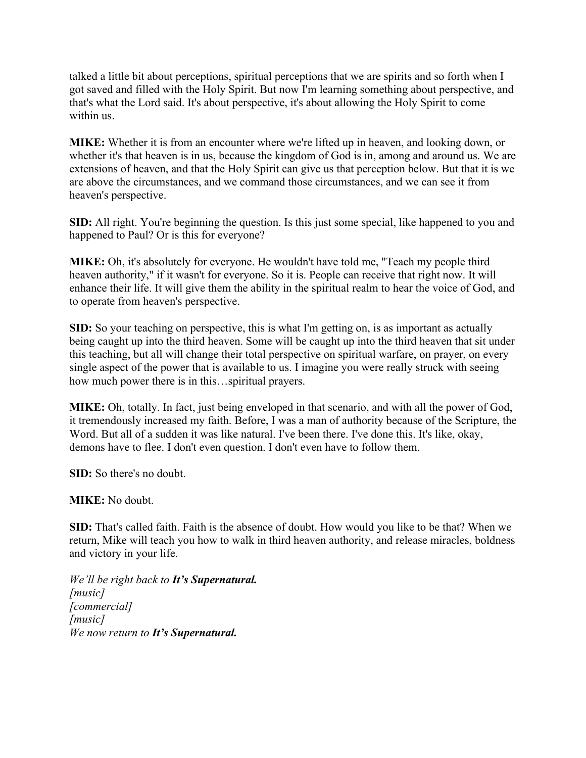talked a little bit about perceptions, spiritual perceptions that we are spirits and so forth when I got saved and filled with the Holy Spirit. But now I'm learning something about perspective, and that's what the Lord said. It's about perspective, it's about allowing the Holy Spirit to come within us.

**MIKE:** Whether it is from an encounter where we're lifted up in heaven, and looking down, or whether it's that heaven is in us, because the kingdom of God is in, among and around us. We are extensions of heaven, and that the Holy Spirit can give us that perception below. But that it is we are above the circumstances, and we command those circumstances, and we can see it from heaven's perspective.

**SID:** All right. You're beginning the question. Is this just some special, like happened to you and happened to Paul? Or is this for everyone?

**MIKE:** Oh, it's absolutely for everyone. He wouldn't have told me, "Teach my people third heaven authority," if it wasn't for everyone. So it is. People can receive that right now. It will enhance their life. It will give them the ability in the spiritual realm to hear the voice of God, and to operate from heaven's perspective.

**SID:** So your teaching on perspective, this is what I'm getting on, is as important as actually being caught up into the third heaven. Some will be caught up into the third heaven that sit under this teaching, but all will change their total perspective on spiritual warfare, on prayer, on every single aspect of the power that is available to us. I imagine you were really struck with seeing how much power there is in this…spiritual prayers.

**MIKE:** Oh, totally. In fact, just being enveloped in that scenario, and with all the power of God, it tremendously increased my faith. Before, I was a man of authority because of the Scripture, the Word. But all of a sudden it was like natural. I've been there. I've done this. It's like, okay, demons have to flee. I don't even question. I don't even have to follow them.

**SID:** So there's no doubt.

**MIKE:** No doubt.

**SID:** That's called faith. Faith is the absence of doubt. How would you like to be that? When we return, Mike will teach you how to walk in third heaven authority, and release miracles, boldness and victory in your life.

*We'll be right back to **It's Supernatural.***
*[music]*
*[commercial]*
*[music]*
*We now return to **It's Supernatural.***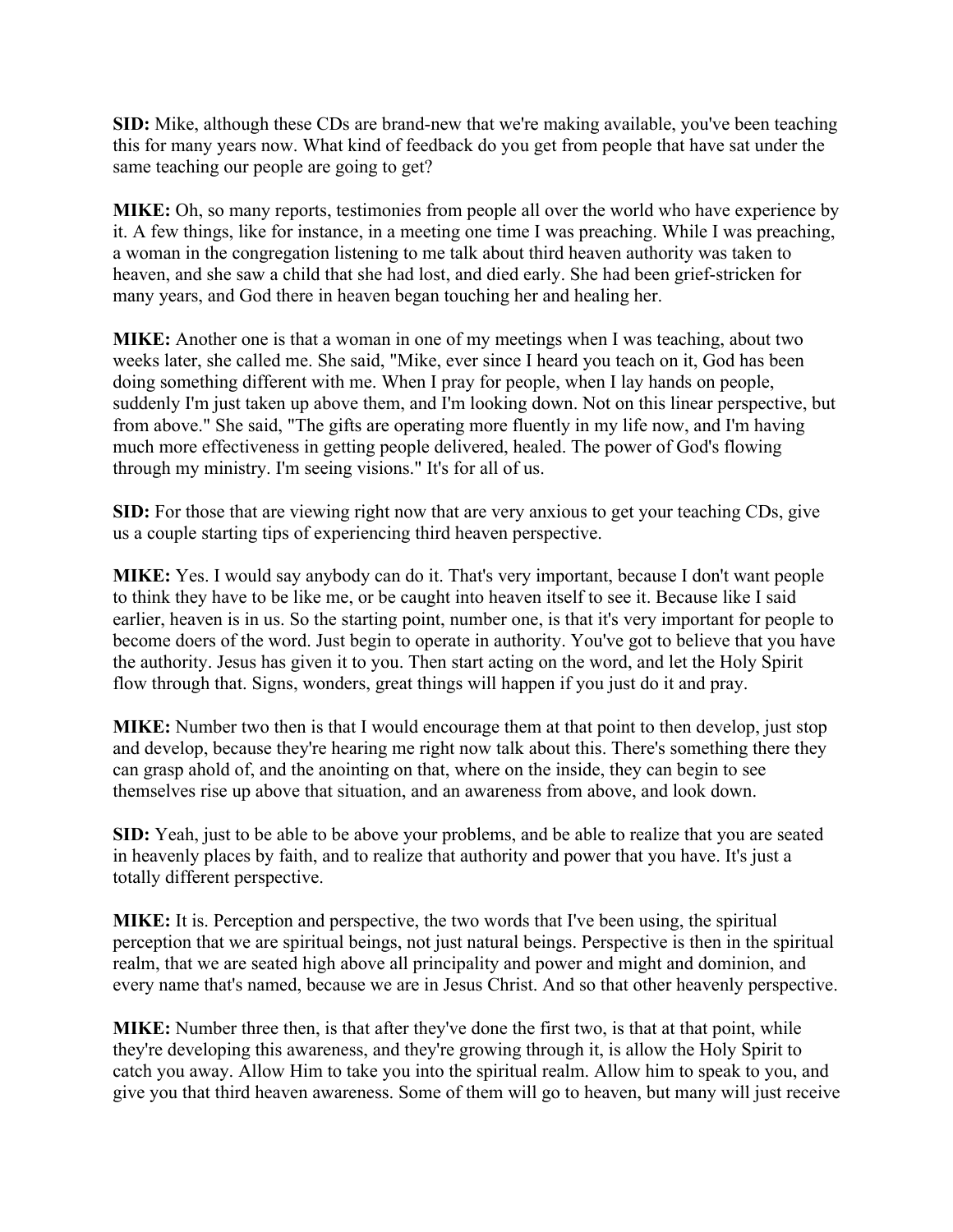**SID:** Mike, although these CDs are brand-new that we're making available, you've been teaching this for many years now. What kind of feedback do you get from people that have sat under the same teaching our people are going to get?

**MIKE:** Oh, so many reports, testimonies from people all over the world who have experience by it. A few things, like for instance, in a meeting one time I was preaching. While I was preaching, a woman in the congregation listening to me talk about third heaven authority was taken to heaven, and she saw a child that she had lost, and died early. She had been grief-stricken for many years, and God there in heaven began touching her and healing her.

**MIKE:** Another one is that a woman in one of my meetings when I was teaching, about two weeks later, she called me. She said, "Mike, ever since I heard you teach on it, God has been doing something different with me. When I pray for people, when I lay hands on people, suddenly I'm just taken up above them, and I'm looking down. Not on this linear perspective, but from above." She said, "The gifts are operating more fluently in my life now, and I'm having much more effectiveness in getting people delivered, healed. The power of God's flowing through my ministry. I'm seeing visions." It's for all of us.

**SID:** For those that are viewing right now that are very anxious to get your teaching CDs, give us a couple starting tips of experiencing third heaven perspective.

**MIKE:** Yes. I would say anybody can do it. That's very important, because I don't want people to think they have to be like me, or be caught into heaven itself to see it. Because like I said earlier, heaven is in us. So the starting point, number one, is that it's very important for people to become doers of the word. Just begin to operate in authority. You've got to believe that you have the authority. Jesus has given it to you. Then start acting on the word, and let the Holy Spirit flow through that. Signs, wonders, great things will happen if you just do it and pray.

**MIKE:** Number two then is that I would encourage them at that point to then develop, just stop and develop, because they're hearing me right now talk about this. There's something there they can grasp ahold of, and the anointing on that, where on the inside, they can begin to see themselves rise up above that situation, and an awareness from above, and look down.

**SID:** Yeah, just to be able to be above your problems, and be able to realize that you are seated in heavenly places by faith, and to realize that authority and power that you have. It's just a totally different perspective.

**MIKE:** It is. Perception and perspective, the two words that I've been using, the spiritual perception that we are spiritual beings, not just natural beings. Perspective is then in the spiritual realm, that we are seated high above all principality and power and might and dominion, and every name that's named, because we are in Jesus Christ. And so that other heavenly perspective.

**MIKE:** Number three then, is that after they've done the first two, is that at that point, while they're developing this awareness, and they're growing through it, is allow the Holy Spirit to catch you away. Allow Him to take you into the spiritual realm. Allow him to speak to you, and give you that third heaven awareness. Some of them will go to heaven, but many will just receive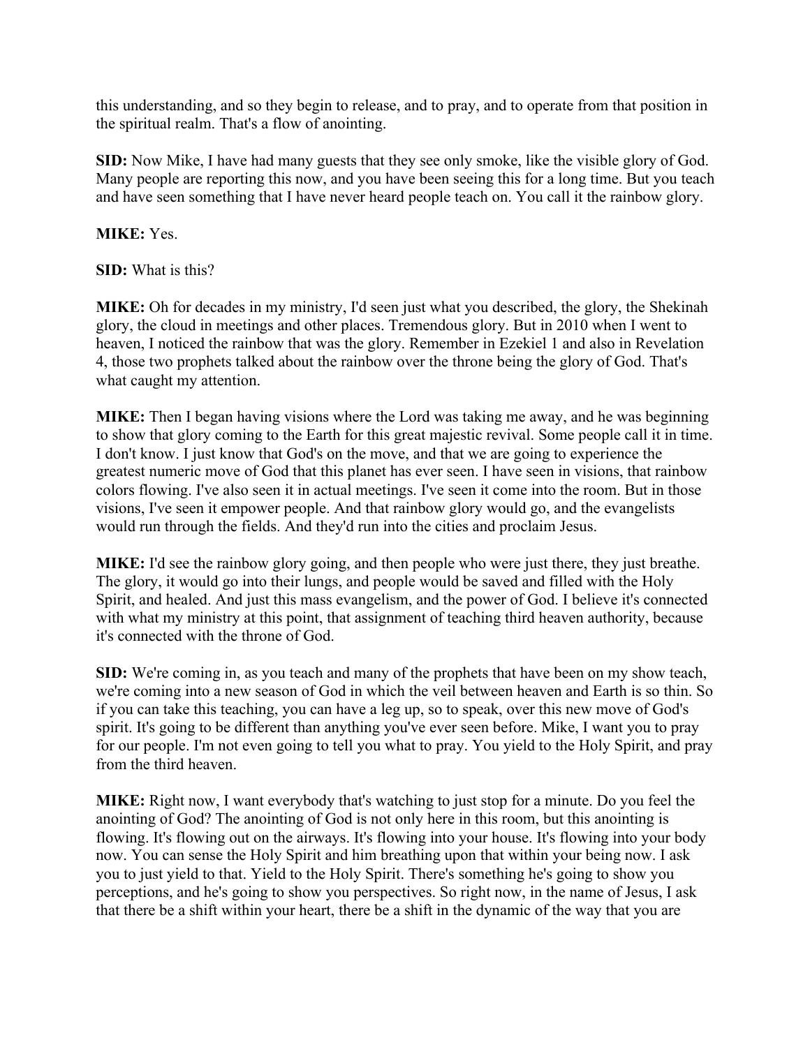this understanding, and so they begin to release, and to pray, and to operate from that position in the spiritual realm. That's a flow of anointing.

**SID:** Now Mike, I have had many guests that they see only smoke, like the visible glory of God. Many people are reporting this now, and you have been seeing this for a long time. But you teach and have seen something that I have never heard people teach on. You call it the rainbow glory.

**MIKE:** Yes.

**SID:** What is this?

**MIKE:** Oh for decades in my ministry, I'd seen just what you described, the glory, the Shekinah glory, the cloud in meetings and other places. Tremendous glory. But in 2010 when I went to heaven, I noticed the rainbow that was the glory. Remember in Ezekiel 1 and also in Revelation 4, those two prophets talked about the rainbow over the throne being the glory of God. That's what caught my attention.

**MIKE:** Then I began having visions where the Lord was taking me away, and he was beginning to show that glory coming to the Earth for this great majestic revival. Some people call it in time. I don't know. I just know that God's on the move, and that we are going to experience the greatest numeric move of God that this planet has ever seen. I have seen in visions, that rainbow colors flowing. I've also seen it in actual meetings. I've seen it come into the room. But in those visions, I've seen it empower people. And that rainbow glory would go, and the evangelists would run through the fields. And they'd run into the cities and proclaim Jesus.

**MIKE:** I'd see the rainbow glory going, and then people who were just there, they just breathe. The glory, it would go into their lungs, and people would be saved and filled with the Holy Spirit, and healed. And just this mass evangelism, and the power of God. I believe it's connected with what my ministry at this point, that assignment of teaching third heaven authority, because it's connected with the throne of God.

**SID:** We're coming in, as you teach and many of the prophets that have been on my show teach, we're coming into a new season of God in which the veil between heaven and Earth is so thin. So if you can take this teaching, you can have a leg up, so to speak, over this new move of God's spirit. It's going to be different than anything you've ever seen before. Mike, I want you to pray for our people. I'm not even going to tell you what to pray. You yield to the Holy Spirit, and pray from the third heaven.

**MIKE:** Right now, I want everybody that's watching to just stop for a minute. Do you feel the anointing of God? The anointing of God is not only here in this room, but this anointing is flowing. It's flowing out on the airways. It's flowing into your house. It's flowing into your body now. You can sense the Holy Spirit and him breathing upon that within your being now. I ask you to just yield to that. Yield to the Holy Spirit. There's something he's going to show you perceptions, and he's going to show you perspectives. So right now, in the name of Jesus, I ask that there be a shift within your heart, there be a shift in the dynamic of the way that you are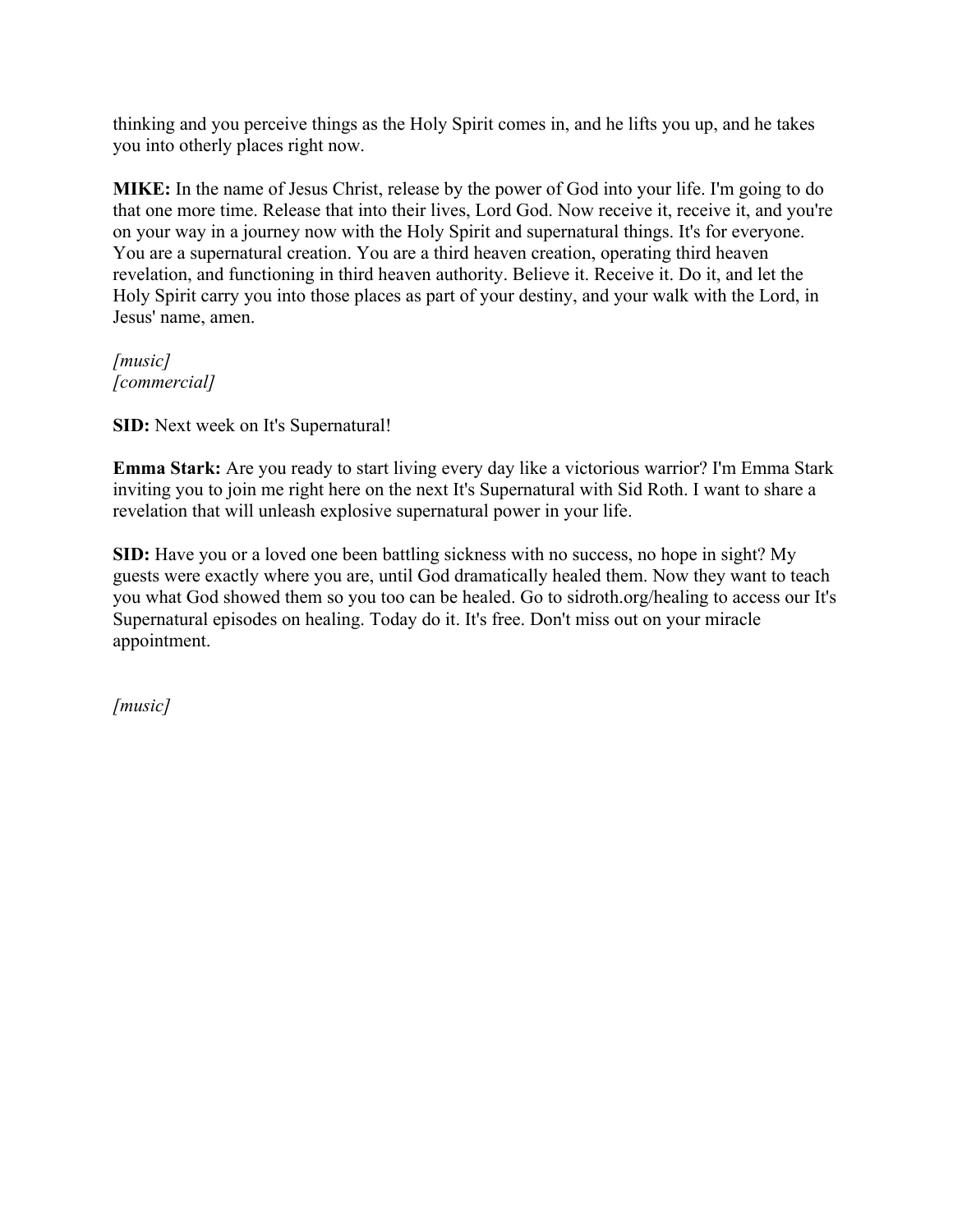thinking and you perceive things as the Holy Spirit comes in, and he lifts you up, and he takes you into otherly places right now.

**MIKE:** In the name of Jesus Christ, release by the power of God into your life. I'm going to do that one more time. Release that into their lives, Lord God. Now receive it, receive it, and you're on your way in a journey now with the Holy Spirit and supernatural things. It's for everyone. You are a supernatural creation. You are a third heaven creation, operating third heaven revelation, and functioning in third heaven authority. Believe it. Receive it. Do it, and let the Holy Spirit carry you into those places as part of your destiny, and your walk with the Lord, in Jesus' name, amen.

*[music]*
*[commercial]*

**SID:** Next week on It's Supernatural!

**Emma Stark:** Are you ready to start living every day like a victorious warrior? I'm Emma Stark inviting you to join me right here on the next It's Supernatural with Sid Roth. I want to share a revelation that will unleash explosive supernatural power in your life.

**SID:** Have you or a loved one been battling sickness with no success, no hope in sight? My guests were exactly where you are, until God dramatically healed them. Now they want to teach you what God showed them so you too can be healed. Go to sidroth.org/healing to access our It's Supernatural episodes on healing. Today do it. It's free. Don't miss out on your miracle appointment.

*[music]*